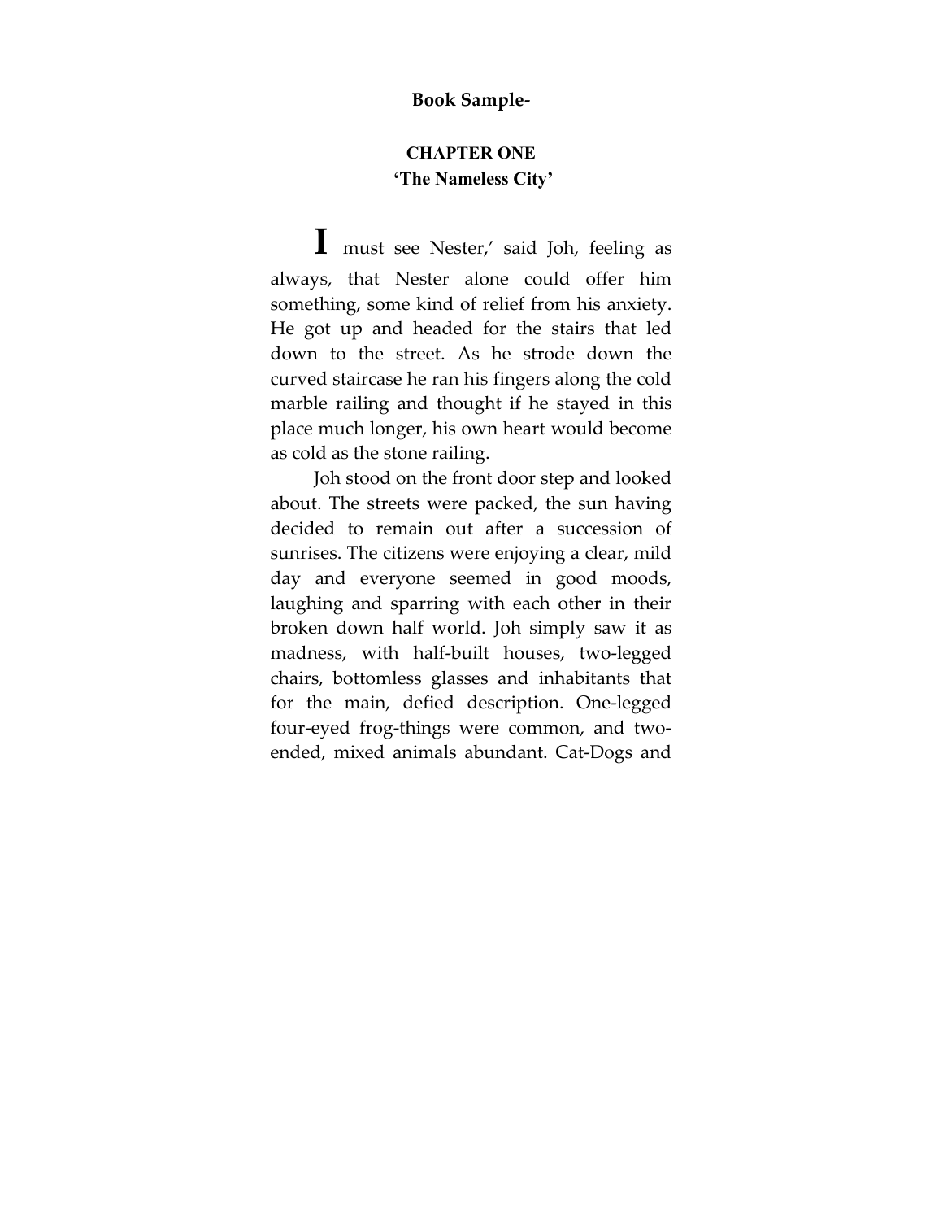**Book Sample-**

## CHAPTER ONE
## 'The Nameless City'

I must see Nester,' said Joh, feeling as always, that Nester alone could offer him something, some kind of relief from his anxiety. He got up and headed for the stairs that led down to the street. As he strode down the curved staircase he ran his fingers along the cold marble railing and thought if he stayed in this place much longer, his own heart would become as cold as the stone railing.

Joh stood on the front door step and looked about. The streets were packed, the sun having decided to remain out after a succession of sunrises. The citizens were enjoying a clear, mild day and everyone seemed in good moods, laughing and sparring with each other in their broken down half world. Joh simply saw it as madness, with half-built houses, two-legged chairs, bottomless glasses and inhabitants that for the main, defied description. One-legged four-eyed frog-things were common, and two-ended, mixed animals abundant. Cat-Dogs and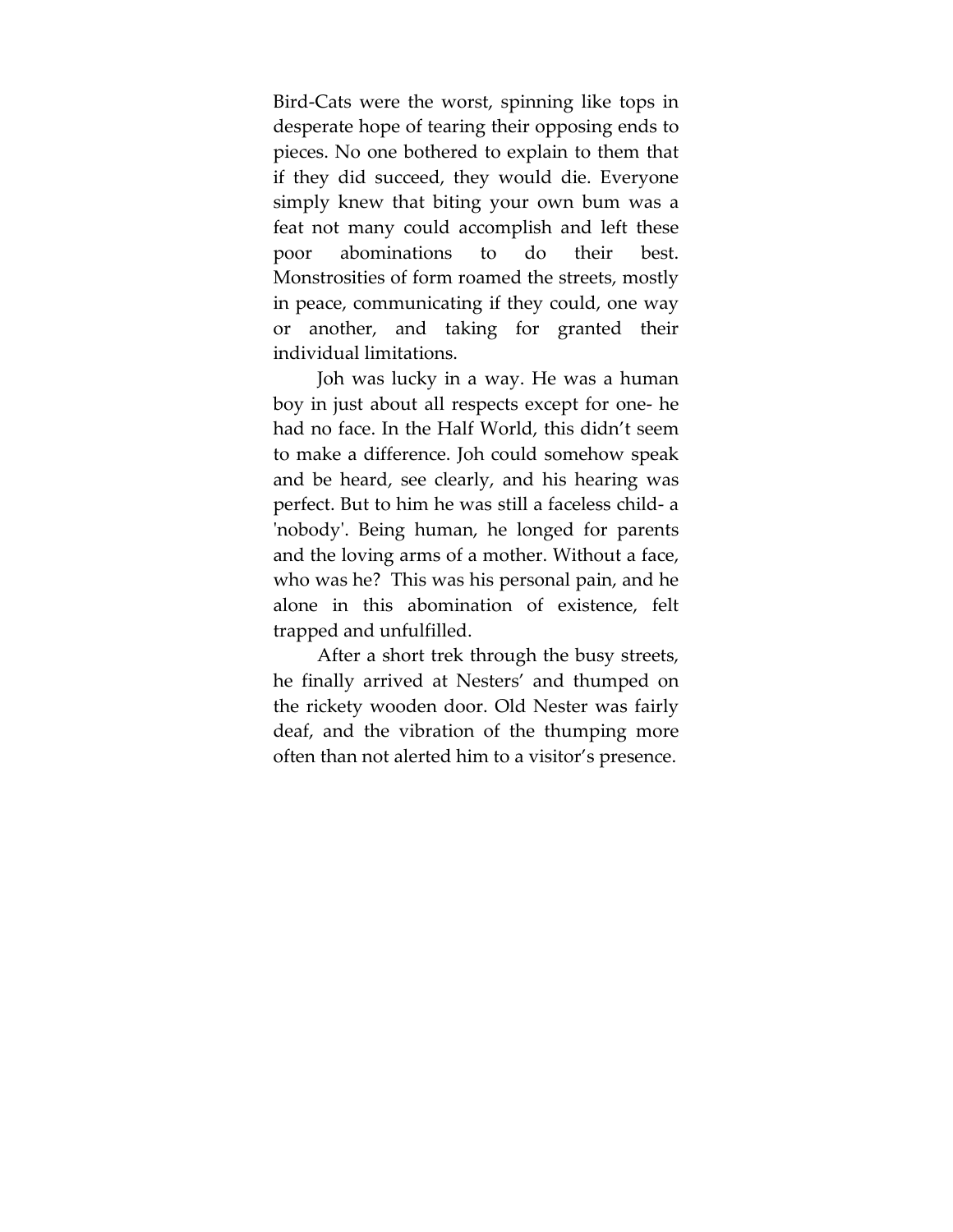Bird-Cats were the worst, spinning like tops in desperate hope of tearing their opposing ends to pieces. No one bothered to explain to them that if they did succeed, they would die. Everyone simply knew that biting your own bum was a feat not many could accomplish and left these poor abominations to do their best. Monstrosities of form roamed the streets, mostly in peace, communicating if they could, one way or another, and taking for granted their individual limitations.

Joh was lucky in a way. He was a human boy in just about all respects except for one- he had no face. In the Half World, this didn't seem to make a difference. Joh could somehow speak and be heard, see clearly, and his hearing was perfect. But to him he was still a faceless child- a 'nobody'. Being human, he longed for parents and the loving arms of a mother. Without a face, who was he? This was his personal pain, and he alone in this abomination of existence, felt trapped and unfulfilled.

After a short trek through the busy streets, he finally arrived at Nesters' and thumped on the rickety wooden door. Old Nester was fairly deaf, and the vibration of the thumping more often than not alerted him to a visitor's presence.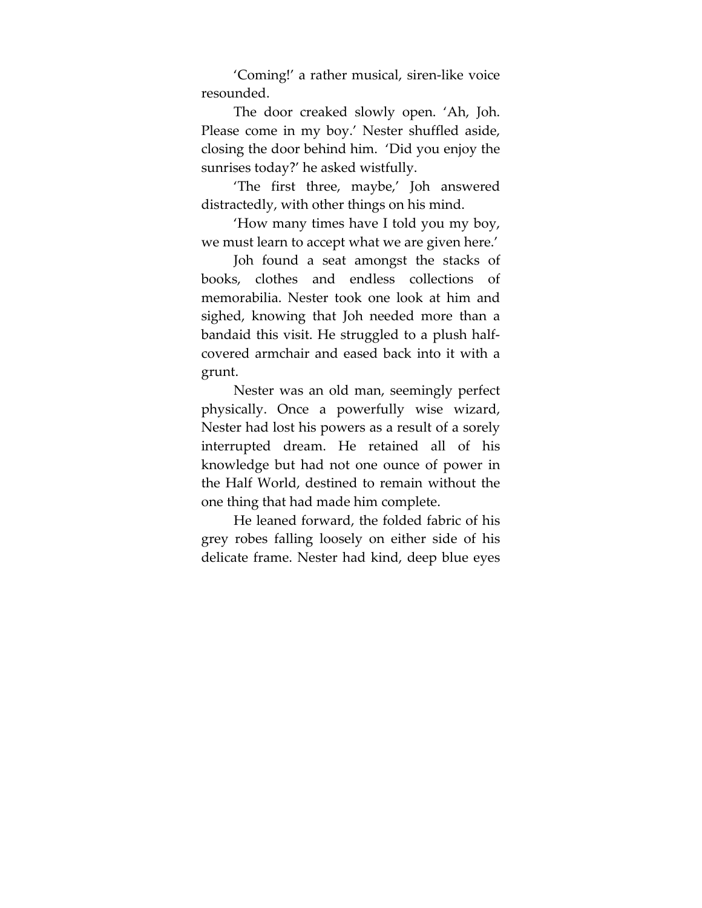'Coming!' a rather musical, siren-like voice resounded.

The door creaked slowly open. 'Ah, Joh. Please come in my boy.' Nester shuffled aside, closing the door behind him. 'Did you enjoy the sunrises today?' he asked wistfully.

'The first three, maybe,' Joh answered distractedly, with other things on his mind.

'How many times have I told you my boy, we must learn to accept what we are given here.'

Joh found a seat amongst the stacks of books, clothes and endless collections of memorabilia. Nester took one look at him and sighed, knowing that Joh needed more than a bandaid this visit. He struggled to a plush half-covered armchair and eased back into it with a grunt.

Nester was an old man, seemingly perfect physically. Once a powerfully wise wizard, Nester had lost his powers as a result of a sorely interrupted dream. He retained all of his knowledge but had not one ounce of power in the Half World, destined to remain without the one thing that had made him complete.

He leaned forward, the folded fabric of his grey robes falling loosely on either side of his delicate frame. Nester had kind, deep blue eyes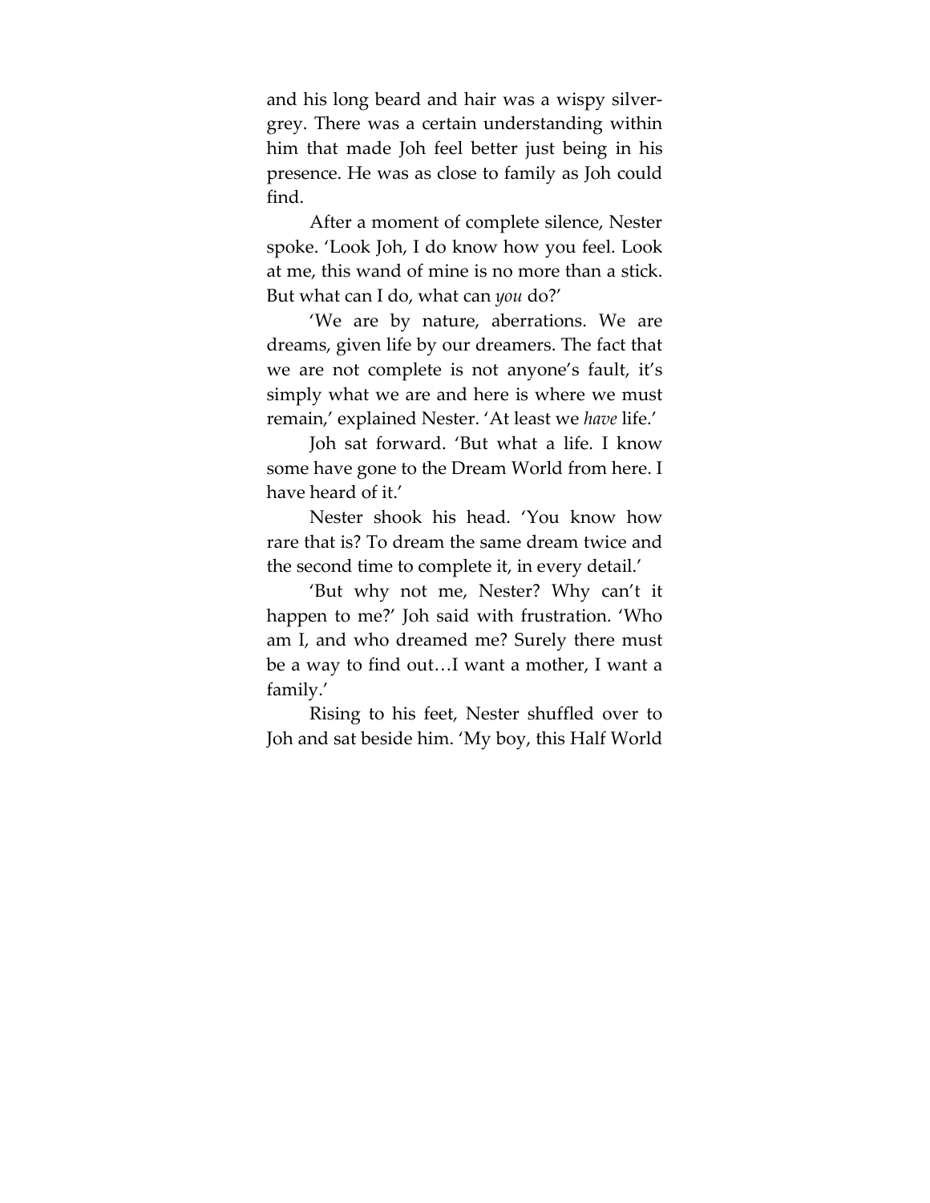and his long beard and hair was a wispy silver-grey. There was a certain understanding within him that made Joh feel better just being in his presence. He was as close to family as Joh could find.

After a moment of complete silence, Nester spoke. 'Look Joh, I do know how you feel. Look at me, this wand of mine is no more than a stick. But what can I do, what can *you* do?'

'We are by nature, aberrations. We are dreams, given life by our dreamers. The fact that we are not complete is not anyone's fault, it's simply what we are and here is where we must remain,' explained Nester. 'At least we *have* life.'

Joh sat forward. 'But what a life. I know some have gone to the Dream World from here. I have heard of it.'

Nester shook his head. 'You know how rare that is? To dream the same dream twice and the second time to complete it, in every detail.'

'But why not me, Nester? Why can't it happen to me?' Joh said with frustration. 'Who am I, and who dreamed me? Surely there must be a way to find out…I want a mother, I want a family.'

Rising to his feet, Nester shuffled over to Joh and sat beside him. 'My boy, this Half World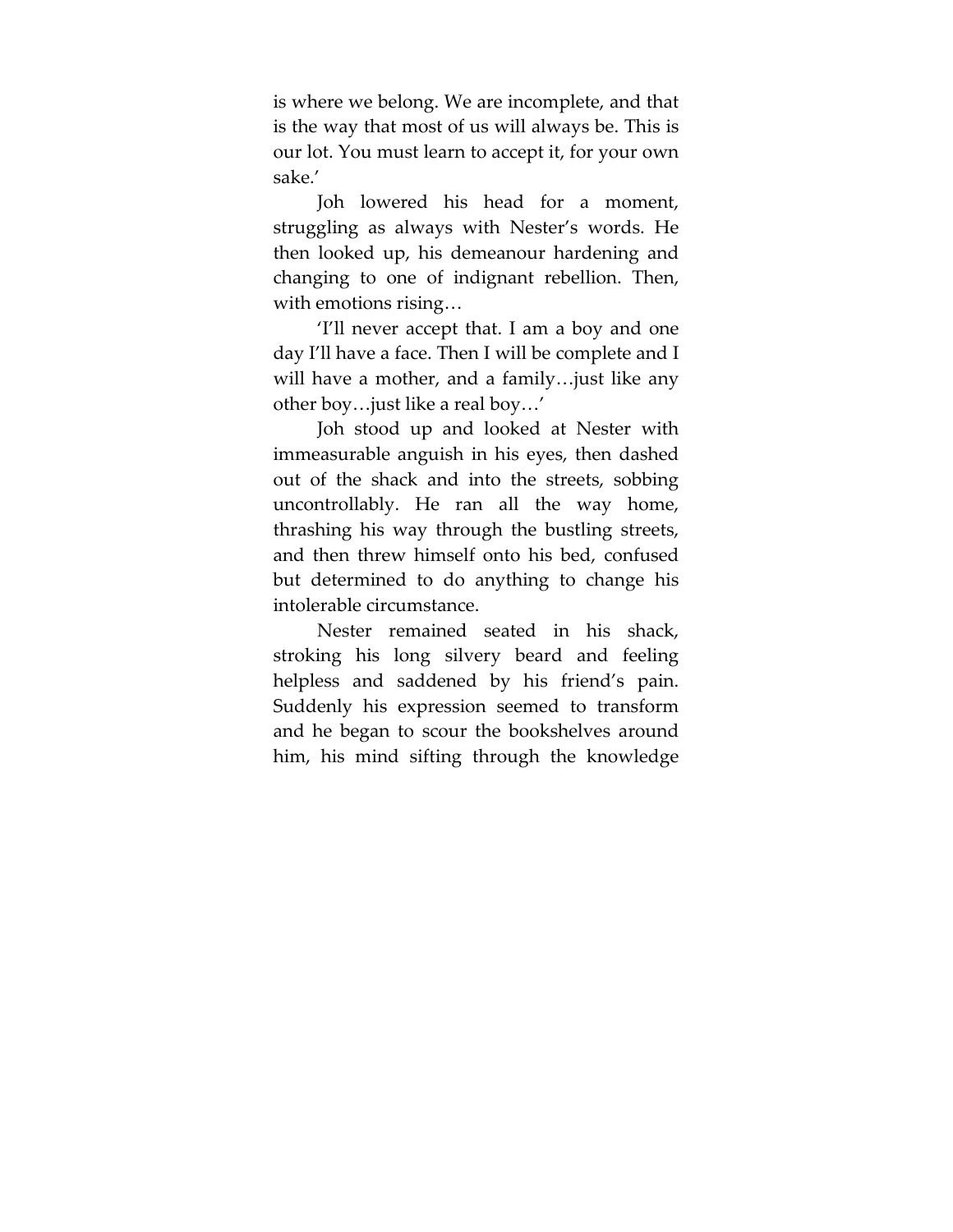is where we belong. We are incomplete, and that is the way that most of us will always be. This is our lot. You must learn to accept it, for your own sake.'

Joh lowered his head for a moment, struggling as always with Nester's words. He then looked up, his demeanour hardening and changing to one of indignant rebellion. Then, with emotions rising…

'I'll never accept that. I am a boy and one day I'll have a face. Then I will be complete and I will have a mother, and a family…just like any other boy…just like a real boy…'

Joh stood up and looked at Nester with immeasurable anguish in his eyes, then dashed out of the shack and into the streets, sobbing uncontrollably. He ran all the way home, thrashing his way through the bustling streets, and then threw himself onto his bed, confused but determined to do anything to change his intolerable circumstance.

Nester remained seated in his shack, stroking his long silvery beard and feeling helpless and saddened by his friend's pain. Suddenly his expression seemed to transform and he began to scour the bookshelves around him, his mind sifting through the knowledge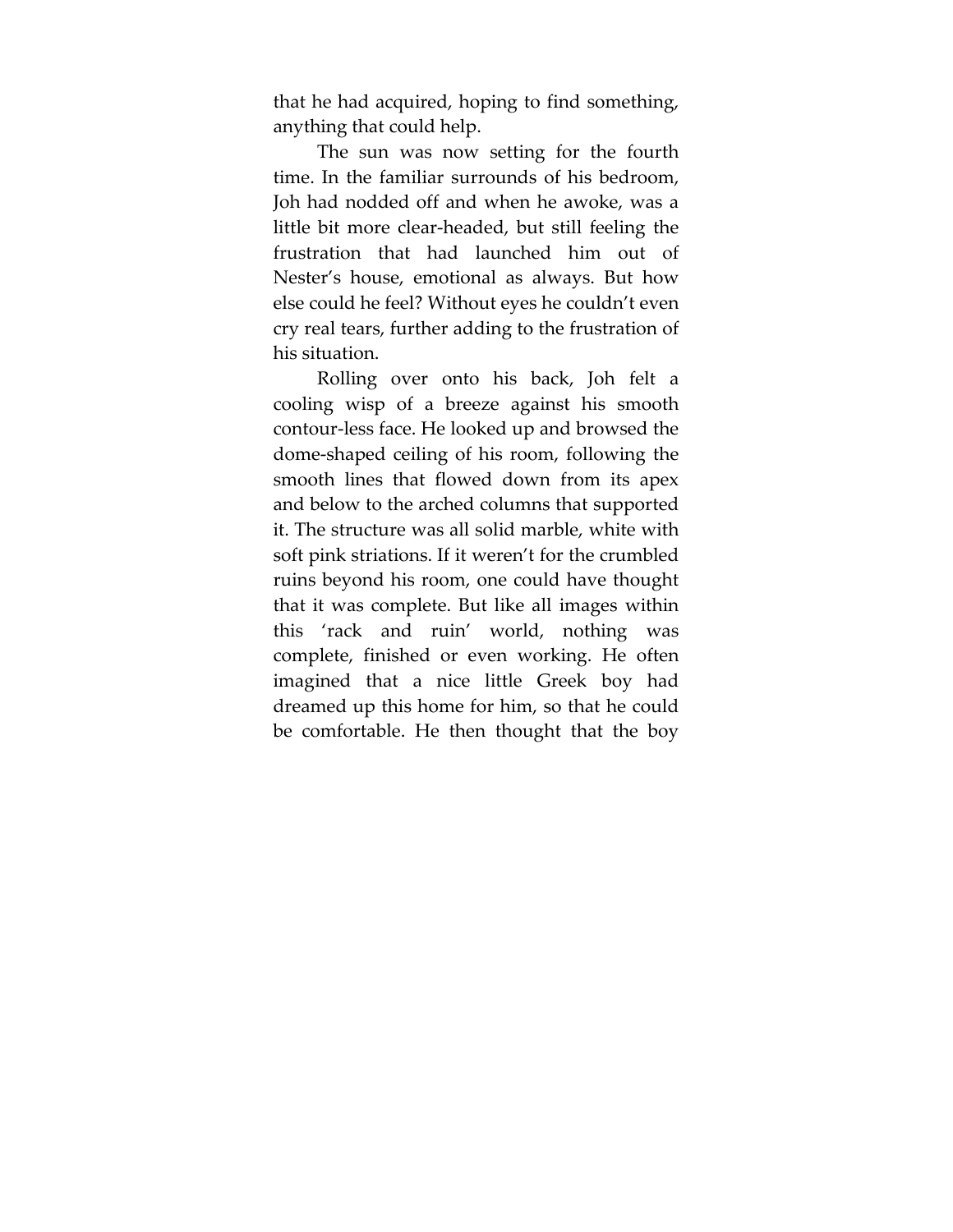that he had acquired, hoping to find something, anything that could help.

The sun was now setting for the fourth time. In the familiar surrounds of his bedroom, Joh had nodded off and when he awoke, was a little bit more clear-headed, but still feeling the frustration that had launched him out of Nester's house, emotional as always. But how else could he feel? Without eyes he couldn't even cry real tears, further adding to the frustration of his situation.

Rolling over onto his back, Joh felt a cooling wisp of a breeze against his smooth contour-less face. He looked up and browsed the dome-shaped ceiling of his room, following the smooth lines that flowed down from its apex and below to the arched columns that supported it. The structure was all solid marble, white with soft pink striations. If it weren't for the crumbled ruins beyond his room, one could have thought that it was complete. But like all images within this 'rack and ruin' world, nothing was complete, finished or even working. He often imagined that a nice little Greek boy had dreamed up this home for him, so that he could be comfortable. He then thought that the boy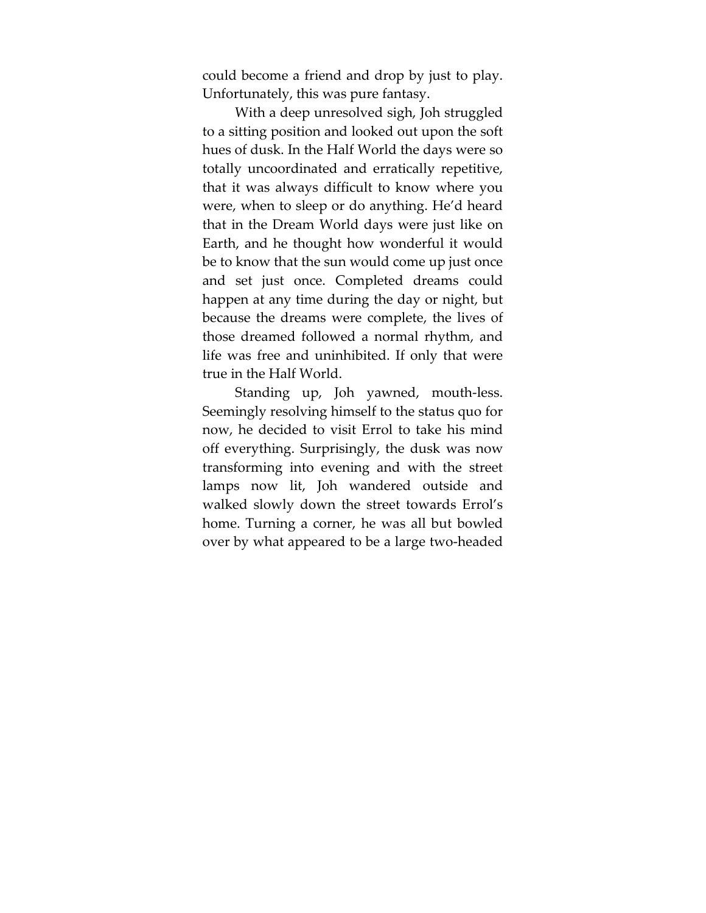could become a friend and drop by just to play. Unfortunately, this was pure fantasy.

With a deep unresolved sigh, Joh struggled to a sitting position and looked out upon the soft hues of dusk. In the Half World the days were so totally uncoordinated and erratically repetitive, that it was always difficult to know where you were, when to sleep or do anything. He'd heard that in the Dream World days were just like on Earth, and he thought how wonderful it would be to know that the sun would come up just once and set just once. Completed dreams could happen at any time during the day or night, but because the dreams were complete, the lives of those dreamed followed a normal rhythm, and life was free and uninhibited. If only that were true in the Half World.

Standing up, Joh yawned, mouth-less. Seemingly resolving himself to the status quo for now, he decided to visit Errol to take his mind off everything. Surprisingly, the dusk was now transforming into evening and with the street lamps now lit, Joh wandered outside and walked slowly down the street towards Errol's home. Turning a corner, he was all but bowled over by what appeared to be a large two-headed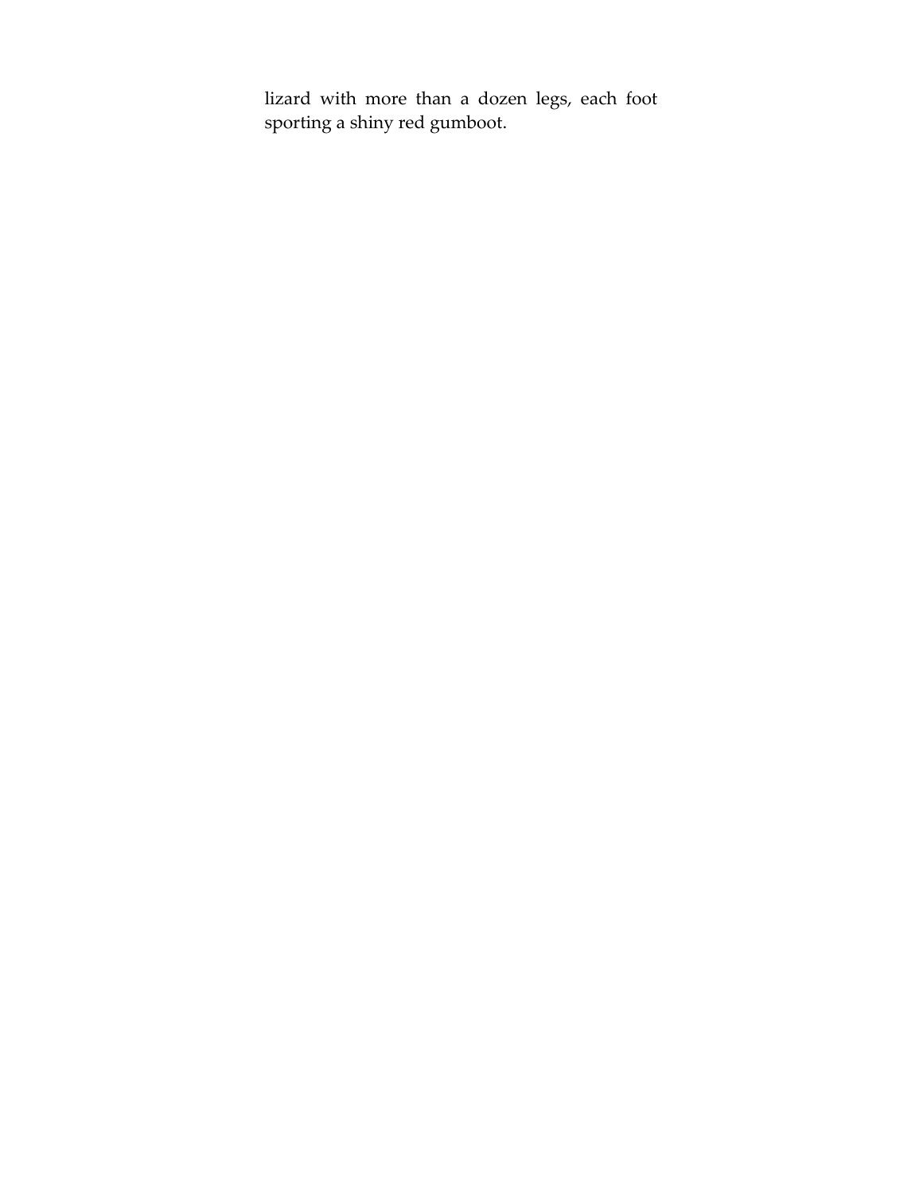lizard with more than a dozen legs, each foot sporting a shiny red gumboot.